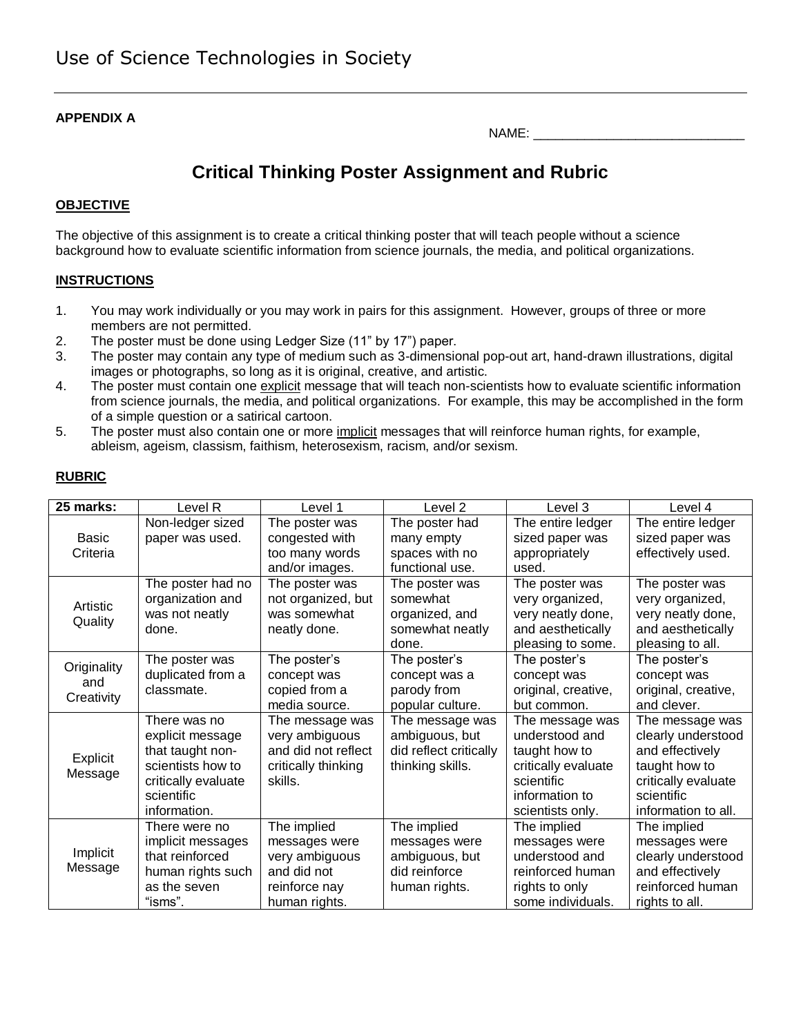# Use of Science Technologies in Society

**APPENDIX A**

NAME: _____________________________

## Critical Thinking Poster Assignment and Rubric

### OBJECTIVE

The objective of this assignment is to create a critical thinking poster that will teach people without a science background how to evaluate scientific information from science journals, the media, and political organizations.

### INSTRUCTIONS

1. You may work individually or you may work in pairs for this assignment. However, groups of three or more members are not permitted.
2. The poster must be done using Ledger Size (11" by 17") paper.
3. The poster may contain any type of medium such as 3-dimensional pop-out art, hand-drawn illustrations, digital images or photographs, so long as it is original, creative, and artistic.
4. The poster must contain one explicit message that will teach non-scientists how to evaluate scientific information from science journals, the media, and political organizations. For example, this may be accomplished in the form of a simple question or a satirical cartoon.
5. The poster must also contain one or more implicit messages that will reinforce human rights, for example, ableism, ageism, classism, faithism, heterosexism, racism, and/or sexism.

### RUBRIC

| 25 marks: | Level R | Level 1 | Level 2 | Level 3 | Level 4 |
|---|---|---|---|---|---|
| Basic Criteria | Non-ledger sized paper was used. | The poster was congested with too many words and/or images. | The poster had many empty spaces with no functional use. | The entire ledger sized paper was appropriately used. | The entire ledger sized paper was effectively used. |
| Artistic Quality | The poster had no organization and was not neatly done. | The poster was not organized, but was somewhat neatly done. | The poster was somewhat organized, and somewhat neatly done. | The poster was very organized, very neatly done, and aesthetically pleasing to some. | The poster was very organized, very neatly done, and aesthetically pleasing to all. |
| Originality and Creativity | The poster was duplicated from a classmate. | The poster's concept was copied from a media source. | The poster's concept was a parody from popular culture. | The poster's concept was original, creative, but common. | The poster's concept was original, creative, and clever. |
| Explicit Message | There was no explicit message that taught non-scientists how to critically evaluate scientific information. | The message was very ambiguous and did not reflect critically thinking skills. | The message was ambiguous, but did reflect critically thinking skills. | The message was understood and taught how to critically evaluate scientific information to scientists only. | The message was clearly understood and effectively taught how to critically evaluate scientific information to all. |
| Implicit Message | There were no implicit messages that reinforced human rights such as the seven "isms". | The implied messages were very ambiguous and did not reinforce nay human rights. | The implied messages were ambiguous, but did reinforce human rights. | The implied messages were understood and reinforced human rights to only some individuals. | The implied messages were clearly understood and effectively reinforced human rights to all. |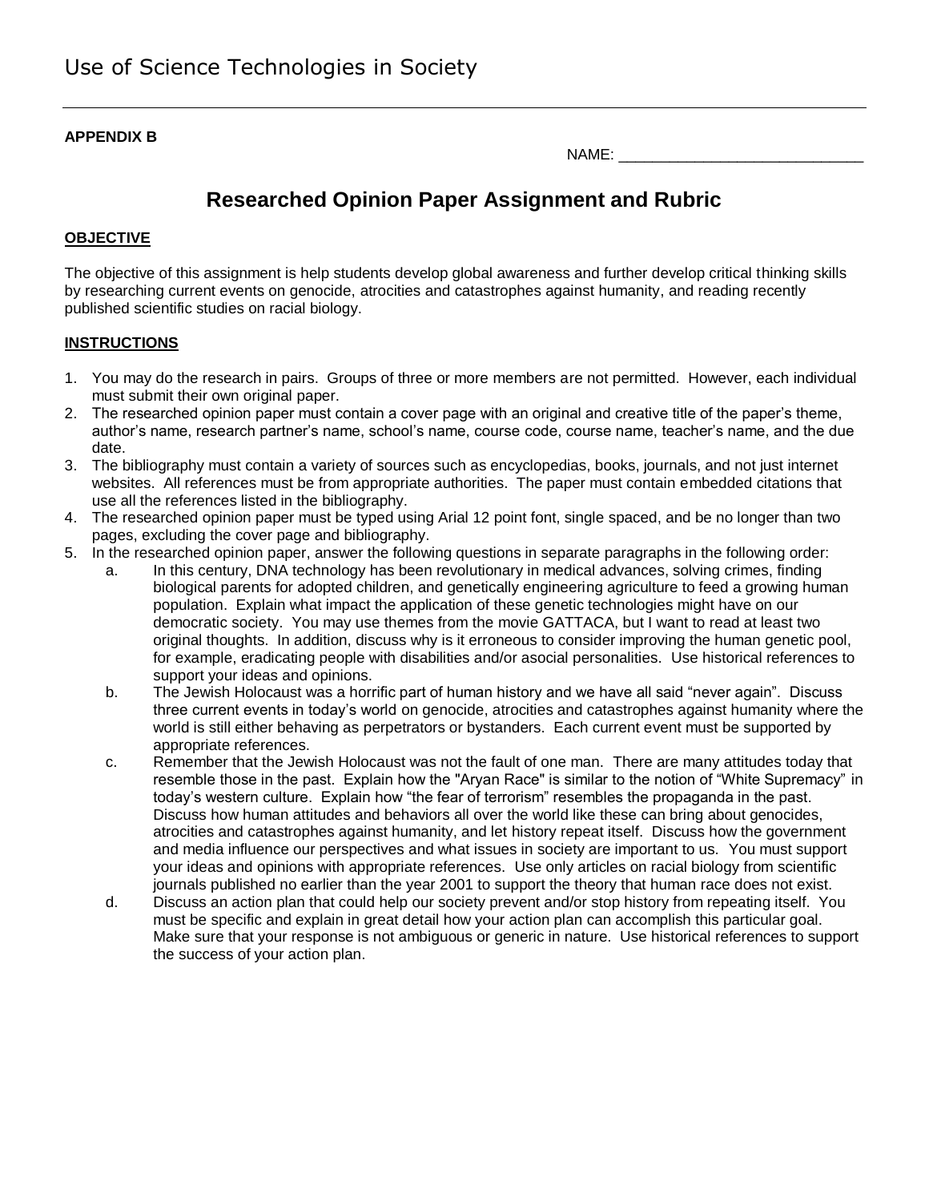Use of Science Technologies in Society

**APPENDIX B**

NAME: ______________________________

## Researched Opinion Paper Assignment and Rubric

### OBJECTIVE

The objective of this assignment is help students develop global awareness and further develop critical thinking skills by researching current events on genocide, atrocities and catastrophes against humanity, and reading recently published scientific studies on racial biology.

### INSTRUCTIONS

1. You may do the research in pairs. Groups of three or more members are not permitted. However, each individual must submit their own original paper.
2. The researched opinion paper must contain a cover page with an original and creative title of the paper's theme, author's name, research partner's name, school's name, course code, course name, teacher's name, and the due date.
3. The bibliography must contain a variety of sources such as encyclopedias, books, journals, and not just internet websites. All references must be from appropriate authorities. The paper must contain embedded citations that use all the references listed in the bibliography.
4. The researched opinion paper must be typed using Arial 12 point font, single spaced, and be no longer than two pages, excluding the cover page and bibliography.
5. In the researched opinion paper, answer the following questions in separate paragraphs in the following order:
   a. In this century, DNA technology has been revolutionary in medical advances, solving crimes, finding biological parents for adopted children, and genetically engineering agriculture to feed a growing human population. Explain what impact the application of these genetic technologies might have on our democratic society. You may use themes from the movie GATTACA, but I want to read at least two original thoughts. In addition, discuss why is it erroneous to consider improving the human genetic pool, for example, eradicating people with disabilities and/or asocial personalities. Use historical references to support your ideas and opinions.
   b. The Jewish Holocaust was a horrific part of human history and we have all said "never again". Discuss three current events in today's world on genocide, atrocities and catastrophes against humanity where the world is still either behaving as perpetrators or bystanders. Each current event must be supported by appropriate references.
   c. Remember that the Jewish Holocaust was not the fault of one man. There are many attitudes today that resemble those in the past. Explain how the "Aryan Race" is similar to the notion of "White Supremacy" in today's western culture. Explain how "the fear of terrorism" resembles the propaganda in the past. Discuss how human attitudes and behaviors all over the world like these can bring about genocides, atrocities and catastrophes against humanity, and let history repeat itself. Discuss how the government and media influence our perspectives and what issues in society are important to us. You must support your ideas and opinions with appropriate references. Use only articles on racial biology from scientific journals published no earlier than the year 2001 to support the theory that human race does not exist.
   d. Discuss an action plan that could help our society prevent and/or stop history from repeating itself. You must be specific and explain in great detail how your action plan can accomplish this particular goal. Make sure that your response is not ambiguous or generic in nature. Use historical references to support the success of your action plan.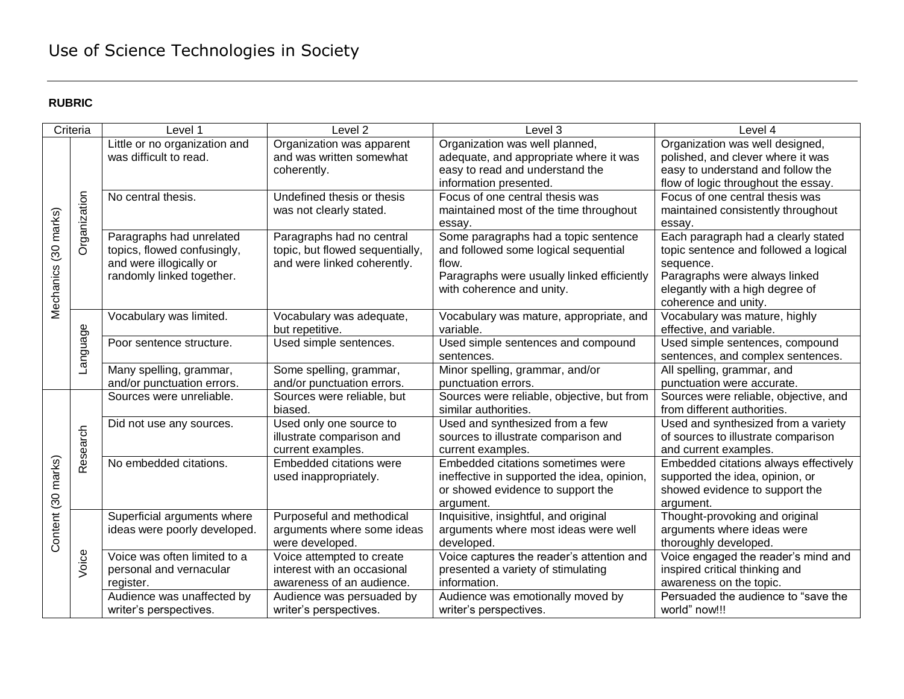# Use of Science Technologies in Society

**RUBRIC**

| Criteria | | Level 1 | Level 2 | Level 3 | Level 4 |
|---|---|---|---|---|---|
| Mechanics (30 marks) | Organization | Little or no organization and was difficult to read. | Organization was apparent and was written somewhat coherently. | Organization was well planned, adequate, and appropriate where it was easy to read and understand the information presented. | Organization was well designed, polished, and clever where it was easy to understand and follow the flow of logic throughout the essay. |
| | | No central thesis. | Undefined thesis or thesis was not clearly stated. | Focus of one central thesis was maintained most of the time throughout essay. | Focus of one central thesis was maintained consistently throughout essay. |
| | | Paragraphs had unrelated topics, flowed confusingly, and were illogically or randomly linked together. | Paragraphs had no central topic, but flowed sequentially, and were linked coherently. | Some paragraphs had a topic sentence and followed some logical sequential flow. Paragraphs were usually linked efficiently with coherence and unity. | Each paragraph had a clearly stated topic sentence and followed a logical sequence. Paragraphs were always linked elegantly with a high degree of coherence and unity. |
| | Language | Vocabulary was limited. | Vocabulary was adequate, but repetitive. | Vocabulary was mature, appropriate, and variable. | Vocabulary was mature, highly effective, and variable. |
| | | Poor sentence structure. | Used simple sentences. | Used simple sentences and compound sentences. | Used simple sentences, compound sentences, and complex sentences. |
| | | Many spelling, grammar, and/or punctuation errors. | Some spelling, grammar, and/or punctuation errors. | Minor spelling, grammar, and/or punctuation errors. | All spelling, grammar, and punctuation were accurate. |
| Content (30 marks) | Research | Sources were unreliable. | Sources were reliable, but biased. | Sources were reliable, objective, but from similar authorities. | Sources were reliable, objective, and from different authorities. |
| | | Did not use any sources. | Used only one source to illustrate comparison and current examples. | Used and synthesized from a few sources to illustrate comparison and current examples. | Used and synthesized from a variety of sources to illustrate comparison and current examples. |
| | | No embedded citations. | Embedded citations were used inappropriately. | Embedded citations sometimes were ineffective in supported the idea, opinion, or showed evidence to support the argument. | Embedded citations always effectively supported the idea, opinion, or showed evidence to support the argument. |
| | Voice | Superficial arguments where ideas were poorly developed. | Purposeful and methodical arguments where some ideas were developed. | Inquisitive, insightful, and original arguments where most ideas were well developed. | Thought-provoking and original arguments where ideas were thoroughly developed. |
| | | Voice was often limited to a personal and vernacular register. | Voice attempted to create interest with an occasional awareness of an audience. | Voice captures the reader's attention and presented a variety of stimulating information. | Voice engaged the reader's mind and inspired critical thinking and awareness on the topic. |
| | | Audience was unaffected by writer's perspectives. | Audience was persuaded by writer's perspectives. | Audience was emotionally moved by writer's perspectives. | Persuaded the audience to "save the world" now!!! |